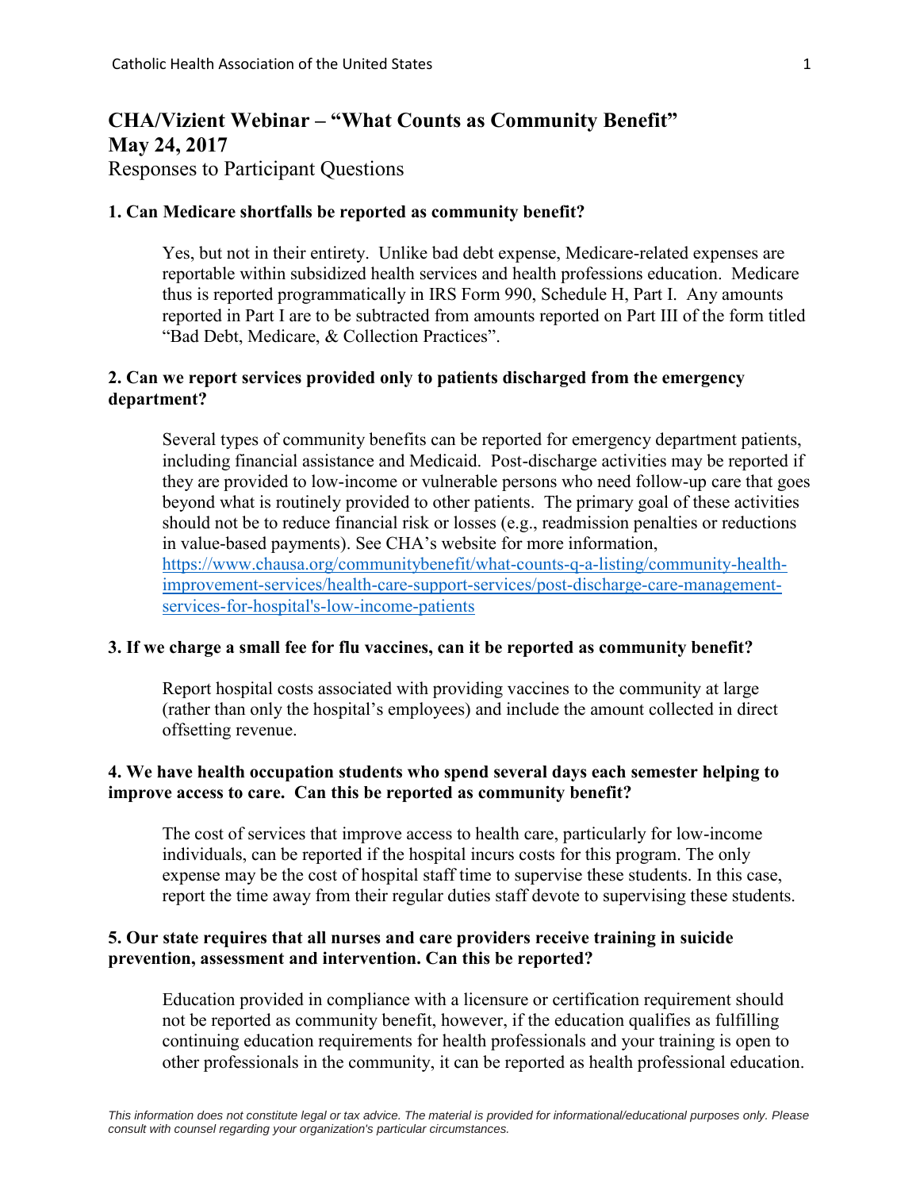# CHA/Vizient Webinar – "What Counts as Community Benefit"
# May 24, 2017

Responses to Participant Questions

**1. Can Medicare shortfalls be reported as community benefit?**

Yes, but not in their entirety. Unlike bad debt expense, Medicare-related expenses are reportable within subsidized health services and health professions education. Medicare thus is reported programmatically in IRS Form 990, Schedule H, Part I. Any amounts reported in Part I are to be subtracted from amounts reported on Part III of the form titled "Bad Debt, Medicare, & Collection Practices".

**2. Can we report services provided only to patients discharged from the emergency department?**

Several types of community benefits can be reported for emergency department patients, including financial assistance and Medicaid. Post-discharge activities may be reported if they are provided to low-income or vulnerable persons who need follow-up care that goes beyond what is routinely provided to other patients. The primary goal of these activities should not be to reduce financial risk or losses (e.g., readmission penalties or reductions in value-based payments). See CHA's website for more information, [https://www.chausa.org/communitybenefit/what-counts-q-a-listing/community-health-improvement-services/health-care-support-services/post-discharge-care-management-services-for-hospital's-low-income-patients](https://www.chausa.org/communitybenefit/what-counts-q-a-listing/community-health-improvement-services/health-care-support-services/post-discharge-care-management-services-for-hospital's-low-income-patients)

**3. If we charge a small fee for flu vaccines, can it be reported as community benefit?**

Report hospital costs associated with providing vaccines to the community at large (rather than only the hospital's employees) and include the amount collected in direct offsetting revenue.

**4. We have health occupation students who spend several days each semester helping to improve access to care. Can this be reported as community benefit?**

The cost of services that improve access to health care, particularly for low-income individuals, can be reported if the hospital incurs costs for this program. The only expense may be the cost of hospital staff time to supervise these students. In this case, report the time away from their regular duties staff devote to supervising these students.

**5. Our state requires that all nurses and care providers receive training in suicide prevention, assessment and intervention. Can this be reported?**

Education provided in compliance with a licensure or certification requirement should not be reported as community benefit, however, if the education qualifies as fulfilling continuing education requirements for health professionals and your training is open to other professionals in the community, it can be reported as health professional education.

*This information does not constitute legal or tax advice. The material is provided for informational/educational purposes only. Please consult with counsel regarding your organization's particular circumstances.*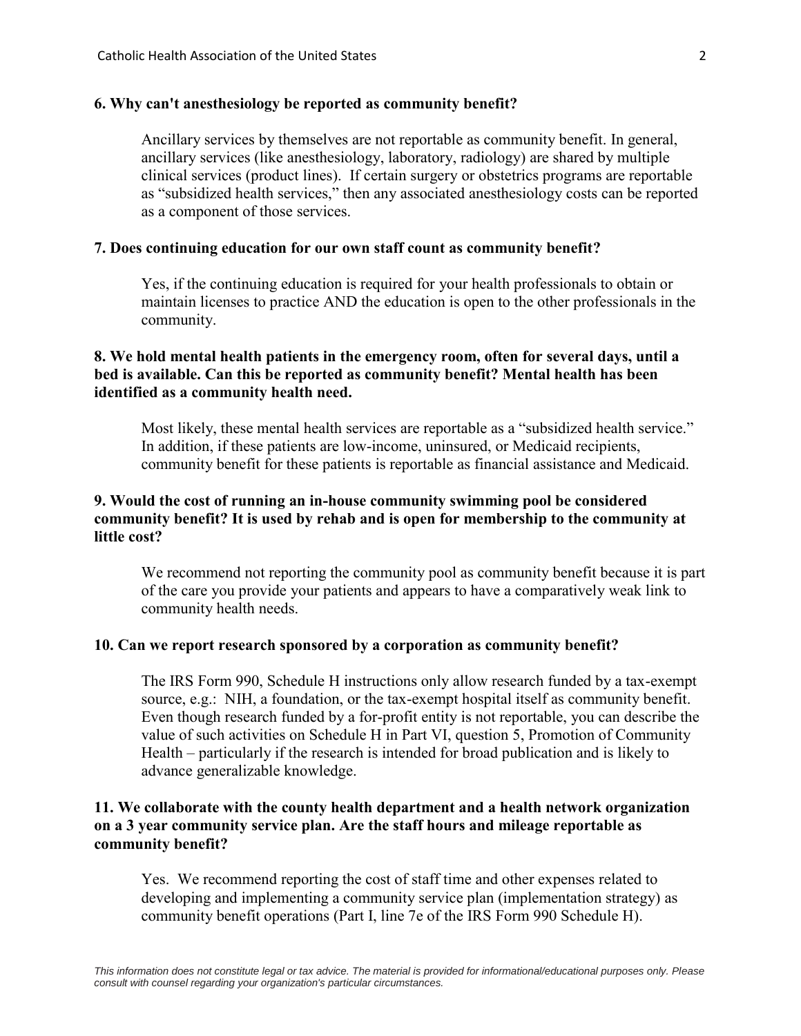**6. Why can't anesthesiology be reported as community benefit?**

Ancillary services by themselves are not reportable as community benefit. In general, ancillary services (like anesthesiology, laboratory, radiology) are shared by multiple clinical services (product lines). If certain surgery or obstetrics programs are reportable as "subsidized health services," then any associated anesthesiology costs can be reported as a component of those services.

**7. Does continuing education for our own staff count as community benefit?**

Yes, if the continuing education is required for your health professionals to obtain or maintain licenses to practice AND the education is open to the other professionals in the community.

**8. We hold mental health patients in the emergency room, often for several days, until a bed is available. Can this be reported as community benefit? Mental health has been identified as a community health need.**

Most likely, these mental health services are reportable as a "subsidized health service." In addition, if these patients are low-income, uninsured, or Medicaid recipients, community benefit for these patients is reportable as financial assistance and Medicaid.

**9. Would the cost of running an in-house community swimming pool be considered community benefit? It is used by rehab and is open for membership to the community at little cost?**

We recommend not reporting the community pool as community benefit because it is part of the care you provide your patients and appears to have a comparatively weak link to community health needs.

**10. Can we report research sponsored by a corporation as community benefit?**

The IRS Form 990, Schedule H instructions only allow research funded by a tax-exempt source, e.g.: NIH, a foundation, or the tax-exempt hospital itself as community benefit. Even though research funded by a for-profit entity is not reportable, you can describe the value of such activities on Schedule H in Part VI, question 5, Promotion of Community Health – particularly if the research is intended for broad publication and is likely to advance generalizable knowledge.

**11. We collaborate with the county health department and a health network organization on a 3 year community service plan. Are the staff hours and mileage reportable as community benefit?**

Yes. We recommend reporting the cost of staff time and other expenses related to developing and implementing a community service plan (implementation strategy) as community benefit operations (Part I, line 7e of the IRS Form 990 Schedule H).

*This information does not constitute legal or tax advice. The material is provided for informational/educational purposes only. Please consult with counsel regarding your organization's particular circumstances.*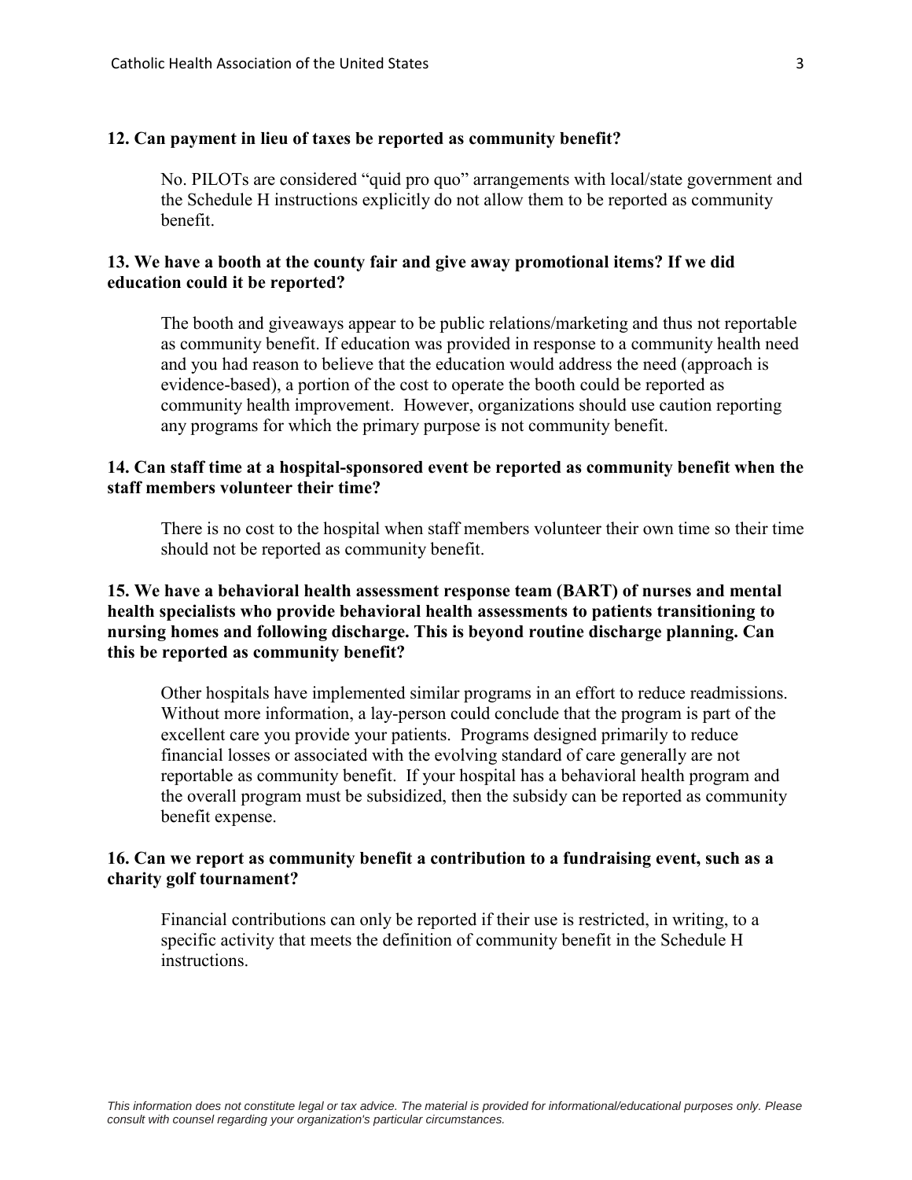**12. Can payment in lieu of taxes be reported as community benefit?**

No. PILOTs are considered "quid pro quo" arrangements with local/state government and the Schedule H instructions explicitly do not allow them to be reported as community benefit.

**13. We have a booth at the county fair and give away promotional items? If we did education could it be reported?**

The booth and giveaways appear to be public relations/marketing and thus not reportable as community benefit. If education was provided in response to a community health need and you had reason to believe that the education would address the need (approach is evidence-based), a portion of the cost to operate the booth could be reported as community health improvement. However, organizations should use caution reporting any programs for which the primary purpose is not community benefit.

**14. Can staff time at a hospital-sponsored event be reported as community benefit when the staff members volunteer their time?**

There is no cost to the hospital when staff members volunteer their own time so their time should not be reported as community benefit.

**15. We have a behavioral health assessment response team (BART) of nurses and mental health specialists who provide behavioral health assessments to patients transitioning to nursing homes and following discharge. This is beyond routine discharge planning. Can this be reported as community benefit?**

Other hospitals have implemented similar programs in an effort to reduce readmissions. Without more information, a lay-person could conclude that the program is part of the excellent care you provide your patients. Programs designed primarily to reduce financial losses or associated with the evolving standard of care generally are not reportable as community benefit. If your hospital has a behavioral health program and the overall program must be subsidized, then the subsidy can be reported as community benefit expense.

**16. Can we report as community benefit a contribution to a fundraising event, such as a charity golf tournament?**

Financial contributions can only be reported if their use is restricted, in writing, to a specific activity that meets the definition of community benefit in the Schedule H instructions.

*This information does not constitute legal or tax advice. The material is provided for informational/educational purposes only. Please consult with counsel regarding your organization's particular circumstances.*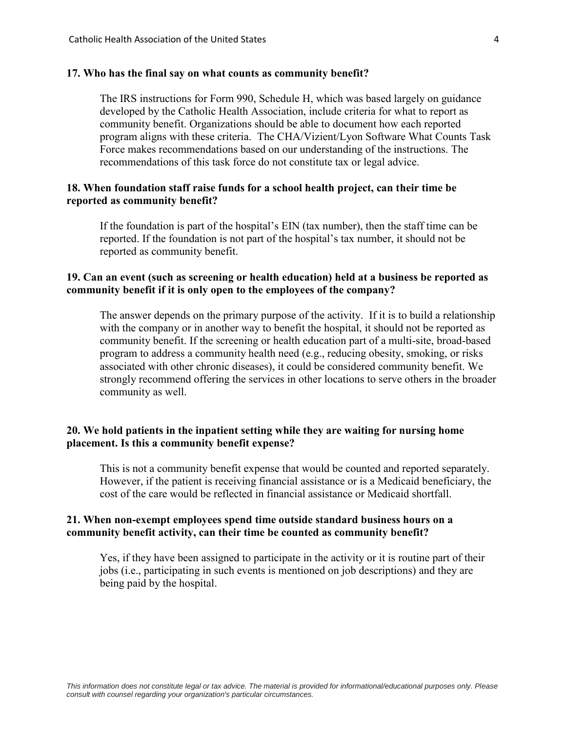**17. Who has the final say on what counts as community benefit?**

The IRS instructions for Form 990, Schedule H, which was based largely on guidance developed by the Catholic Health Association, include criteria for what to report as community benefit. Organizations should be able to document how each reported program aligns with these criteria. The CHA/Vizient/Lyon Software What Counts Task Force makes recommendations based on our understanding of the instructions. The recommendations of this task force do not constitute tax or legal advice.

**18. When foundation staff raise funds for a school health project, can their time be reported as community benefit?**

If the foundation is part of the hospital's EIN (tax number), then the staff time can be reported. If the foundation is not part of the hospital's tax number, it should not be reported as community benefit.

**19. Can an event (such as screening or health education) held at a business be reported as community benefit if it is only open to the employees of the company?**

The answer depends on the primary purpose of the activity. If it is to build a relationship with the company or in another way to benefit the hospital, it should not be reported as community benefit. If the screening or health education part of a multi-site, broad-based program to address a community health need (e.g., reducing obesity, smoking, or risks associated with other chronic diseases), it could be considered community benefit. We strongly recommend offering the services in other locations to serve others in the broader community as well.

**20. We hold patients in the inpatient setting while they are waiting for nursing home placement. Is this a community benefit expense?**

This is not a community benefit expense that would be counted and reported separately. However, if the patient is receiving financial assistance or is a Medicaid beneficiary, the cost of the care would be reflected in financial assistance or Medicaid shortfall.

**21. When non-exempt employees spend time outside standard business hours on a community benefit activity, can their time be counted as community benefit?**

Yes, if they have been assigned to participate in the activity or it is routine part of their jobs (i.e., participating in such events is mentioned on job descriptions) and they are being paid by the hospital.

*This information does not constitute legal or tax advice. The material is provided for informational/educational purposes only. Please consult with counsel regarding your organization's particular circumstances.*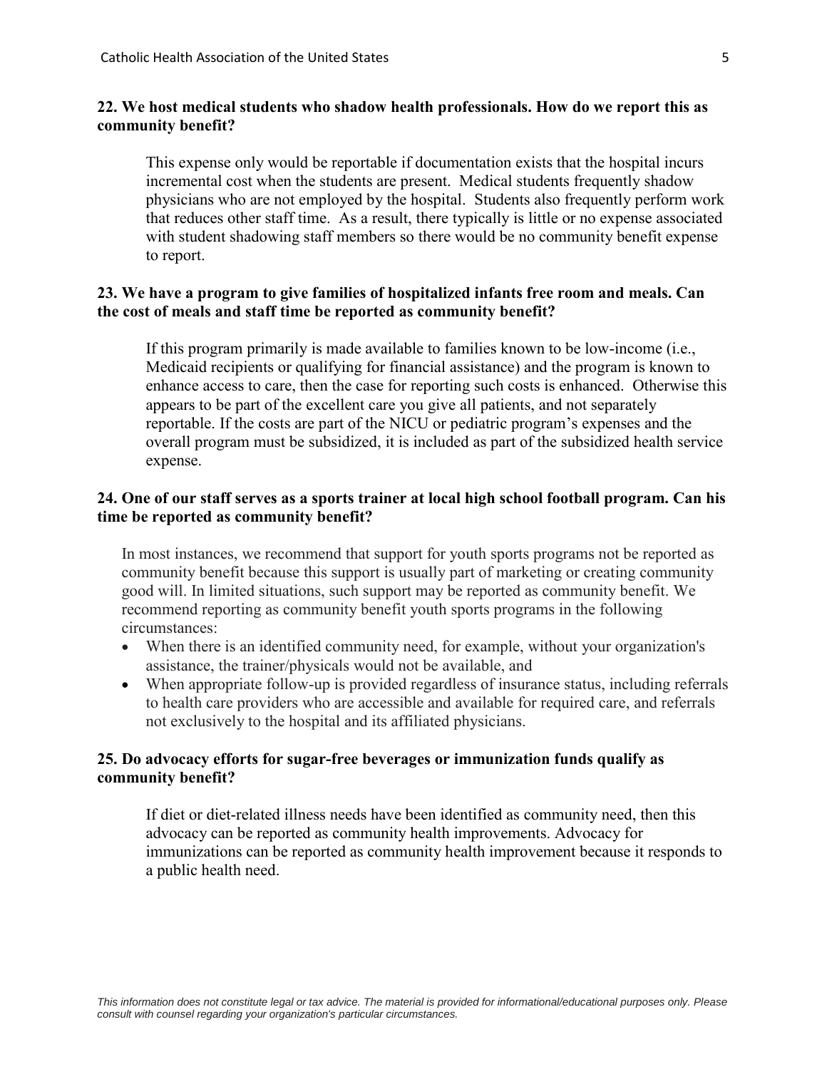**22. We host medical students who shadow health professionals. How do we report this as community benefit?**

This expense only would be reportable if documentation exists that the hospital incurs incremental cost when the students are present. Medical students frequently shadow physicians who are not employed by the hospital. Students also frequently perform work that reduces other staff time. As a result, there typically is little or no expense associated with student shadowing staff members so there would be no community benefit expense to report.

**23. We have a program to give families of hospitalized infants free room and meals. Can the cost of meals and staff time be reported as community benefit?**

If this program primarily is made available to families known to be low-income (i.e., Medicaid recipients or qualifying for financial assistance) and the program is known to enhance access to care, then the case for reporting such costs is enhanced. Otherwise this appears to be part of the excellent care you give all patients, and not separately reportable. If the costs are part of the NICU or pediatric program's expenses and the overall program must be subsidized, it is included as part of the subsidized health service expense.

**24. One of our staff serves as a sports trainer at local high school football program. Can his time be reported as community benefit?**

In most instances, we recommend that support for youth sports programs not be reported as community benefit because this support is usually part of marketing or creating community good will. In limited situations, such support may be reported as community benefit. We recommend reporting as community benefit youth sports programs in the following circumstances:

- When there is an identified community need, for example, without your organization's assistance, the trainer/physicals would not be available, and
- When appropriate follow-up is provided regardless of insurance status, including referrals to health care providers who are accessible and available for required care, and referrals not exclusively to the hospital and its affiliated physicians.

**25. Do advocacy efforts for sugar-free beverages or immunization funds qualify as community benefit?**

If diet or diet-related illness needs have been identified as community need, then this advocacy can be reported as community health improvements. Advocacy for immunizations can be reported as community health improvement because it responds to a public health need.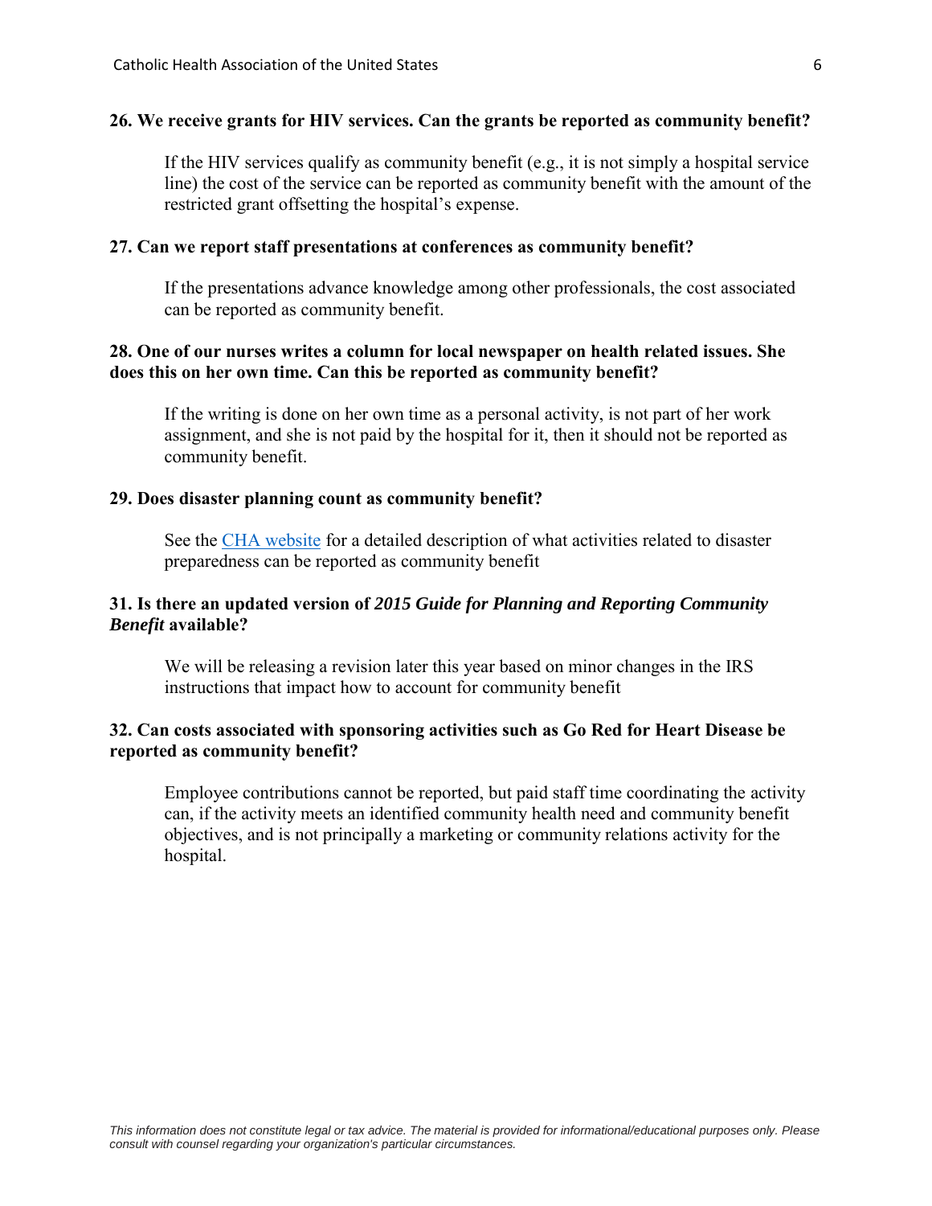**26. We receive grants for HIV services. Can the grants be reported as community benefit?**

If the HIV services qualify as community benefit (e.g., it is not simply a hospital service line) the cost of the service can be reported as community benefit with the amount of the restricted grant offsetting the hospital's expense.

**27. Can we report staff presentations at conferences as community benefit?**

If the presentations advance knowledge among other professionals, the cost associated can be reported as community benefit.

**28. One of our nurses writes a column for local newspaper on health related issues. She does this on her own time. Can this be reported as community benefit?**

If the writing is done on her own time as a personal activity, is not part of her work assignment, and she is not paid by the hospital for it, then it should not be reported as community benefit.

**29. Does disaster planning count as community benefit?**

See the CHA website for a detailed description of what activities related to disaster preparedness can be reported as community benefit

**31. Is there an updated version of *2015 Guide for Planning and Reporting Community Benefit* available?**

We will be releasing a revision later this year based on minor changes in the IRS instructions that impact how to account for community benefit

**32. Can costs associated with sponsoring activities such as Go Red for Heart Disease be reported as community benefit?**

Employee contributions cannot be reported, but paid staff time coordinating the activity can, if the activity meets an identified community health need and community benefit objectives, and is not principally a marketing or community relations activity for the hospital.

*This information does not constitute legal or tax advice. The material is provided for informational/educational purposes only. Please consult with counsel regarding your organization's particular circumstances.*